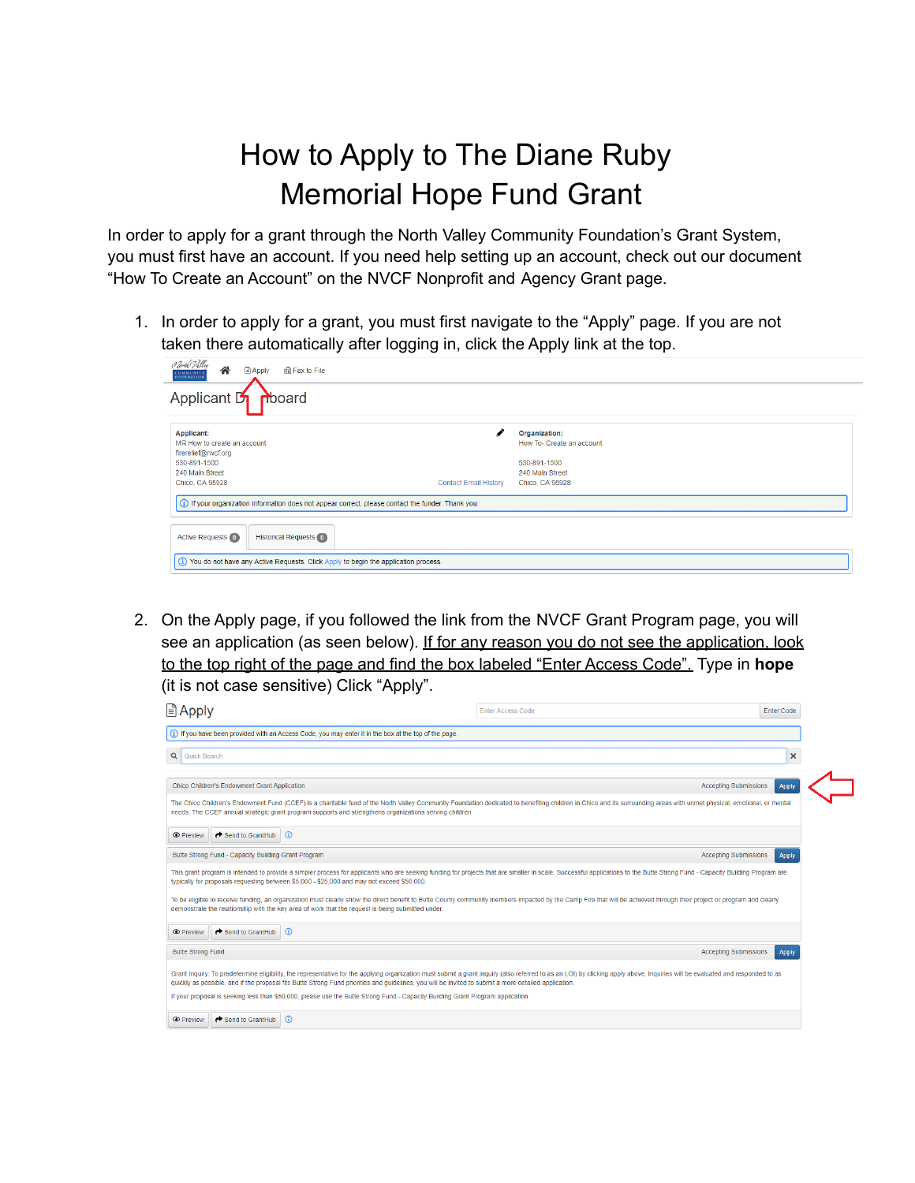# How to Apply to The Diane Ruby Memorial Hope Fund Grant

In order to apply for a grant through the North Valley Community Foundation's Grant System, you must first have an account. If you need help setting up an account, check out our document "How To Create an Account" on the NVCF Nonprofit and Agency Grant page.

1. In order to apply for a grant, you must first navigate to the "Apply" page. If you are not taken there automatically after logging in, click the Apply link at the top.

2. On the Apply page, if you followed the link from the NVCF Grant Program page, you will see an application (as seen below). If for any reason you do not see the application, look to the top right of the page and find the box labeled "Enter Access Code". Type in **hope** (it is not case sensitive) Click "Apply".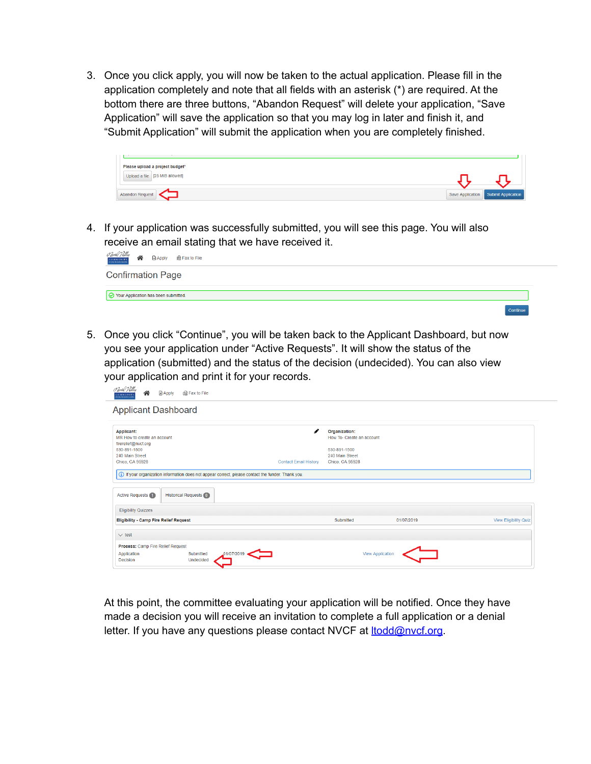3. Once you click apply, you will now be taken to the actual application. Please fill in the application completely and note that all fields with an asterisk (*) are required. At the bottom there are three buttons, “Abandon Request” will delete your application, “Save Application” will save the application so that you may log in later and finish it, and “Submit Application” will submit the application when you are completely finished.

Please upload a project budget*

Upload a file [25 MiB allowed]

Abandon Request

Save Application

Submit Application

4. If your application was successfully submitted, you will see this page. You will also receive an email stating that we have received it.

Apply

Fax to File

Confirmation Page

Your Application has been submitted.

Continue

5. Once you click “Continue”, you will be taken back to the Applicant Dashboard, but now you see your application under “Active Requests”. It will show the status of the application (submitted) and the status of the decision (undecided). You can also view your application and print it for your records.

Apply

Fax to File

Applicant Dashboard

Applicant:
MR How to create an account
firerelief@nvcf.org
530-891-1500
240 Main Street
Chico, CA 95928

Contact Email History

Organization:
How To- Create an account
530-891-1500
240 Main Street
Chico, CA 95928

If your organization information does not appear correct, please contact the funder. Thank you.

Active Requests 1

Historical Requests 0

Eligibility Quizzes

Eligibility - Camp Fire Relief Request Submitted 01/07/2019 View Eligibility Quiz

test

Process: Camp Fire Relief Request

| | | | |
|---|---|---|---|
| Application | Submitted | 01/07/2019 | View Application |
| Decision | Undecided | | |

At this point, the committee evaluating your application will be notified. Once they have made a decision you will receive an invitation to complete a full application or a denial letter. If you have any questions please contact NVCF at [ltodd@nvcf.org](mailto:ltodd@nvcf.org).